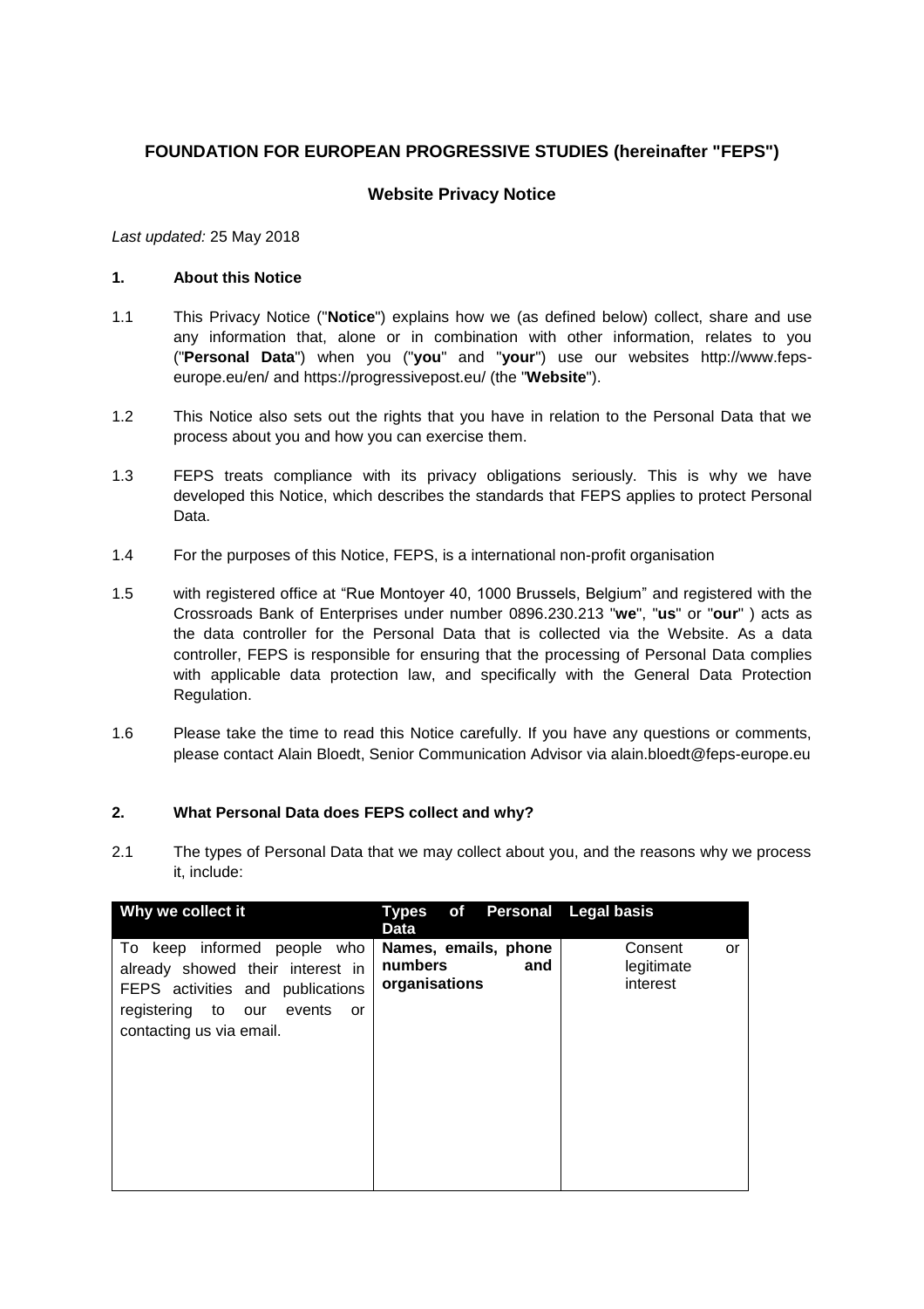## FOUNDATION FOR EUROPEAN PROGRESSIVE STUDIES (hereinafter "FEPS")

### Website Privacy Notice

*Last updated:* 25 May 2018

#### 1. About this Notice

1.1 This Privacy Notice ("**Notice**") explains how we (as defined below) collect, share and use any information that, alone or in combination with other information, relates to you ("**Personal Data**") when you ("**you**" and "**your**") use our websites http://www.feps-europe.eu/en/ and https://progressivepost.eu/ (the "**Website**").

1.2 This Notice also sets out the rights that you have in relation to the Personal Data that we process about you and how you can exercise them.

1.3 FEPS treats compliance with its privacy obligations seriously. This is why we have developed this Notice, which describes the standards that FEPS applies to protect Personal Data.

1.4 For the purposes of this Notice, FEPS, is a international non-profit organisation

1.5 with registered office at "Rue Montoyer 40, 1000 Brussels, Belgium" and registered with the Crossroads Bank of Enterprises under number 0896.230.213 "**we**", "**us**" or "**our**" ) acts as the data controller for the Personal Data that is collected via the Website. As a data controller, FEPS is responsible for ensuring that the processing of Personal Data complies with applicable data protection law, and specifically with the General Data Protection Regulation.

1.6 Please take the time to read this Notice carefully. If you have any questions or comments, please contact Alain Bloedt, Senior Communication Advisor via alain.bloedt@feps-europe.eu

#### 2. What Personal Data does FEPS collect and why?

2.1 The types of Personal Data that we may collect about you, and the reasons why we process it, include:

| Why we collect it | Types of Personal Data | Legal basis |
|---|---|---|
| To keep informed people who already showed their interest in FEPS activities and publications registering to our events or contacting us via email. | **Names, emails, phone numbers and organisations** | Consent or legitimate interest |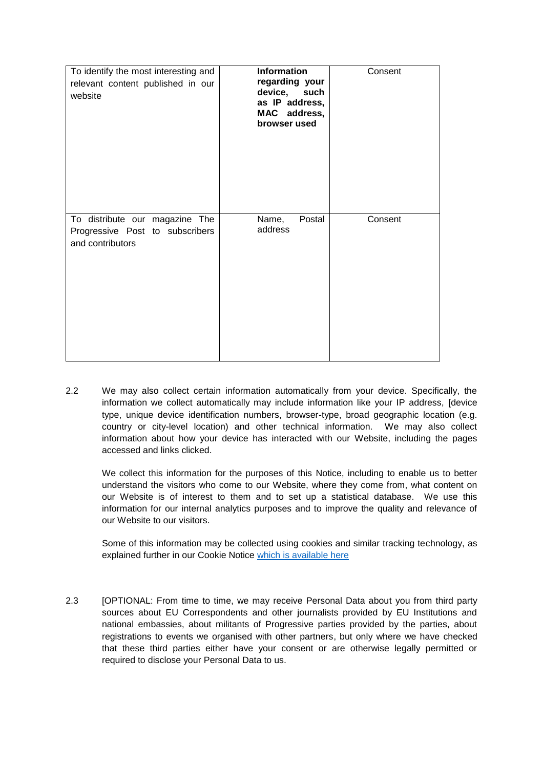| To identify the most interesting and relevant content published in our website | **Information regarding your device, such as IP address, MAC address, browser used** | Consent |
|---|---|---|
| To distribute our magazine The Progressive Post to subscribers and contributors | Name, Postal address | Consent |

2.2 We may also collect certain information automatically from your device. Specifically, the information we collect automatically may include information like your IP address, [device type, unique device identification numbers, browser-type, broad geographic location (e.g. country or city-level location) and other technical information. We may also collect information about how your device has interacted with our Website, including the pages accessed and links clicked.

We collect this information for the purposes of this Notice, including to enable us to better understand the visitors who come to our Website, where they come from, what content on our Website is of interest to them and to set up a statistical database. We use this information for our internal analytics purposes and to improve the quality and relevance of our Website to our visitors.

Some of this information may be collected using cookies and similar tracking technology, as explained further in our Cookie Notice [which is available here]

2.3 [OPTIONAL: From time to time, we may receive Personal Data about you from third party sources about EU Correspondents and other journalists provided by EU Institutions and national embassies, about militants of Progressive parties provided by the parties, about registrations to events we organised with other partners, but only where we have checked that these third parties either have your consent or are otherwise legally permitted or required to disclose your Personal Data to us.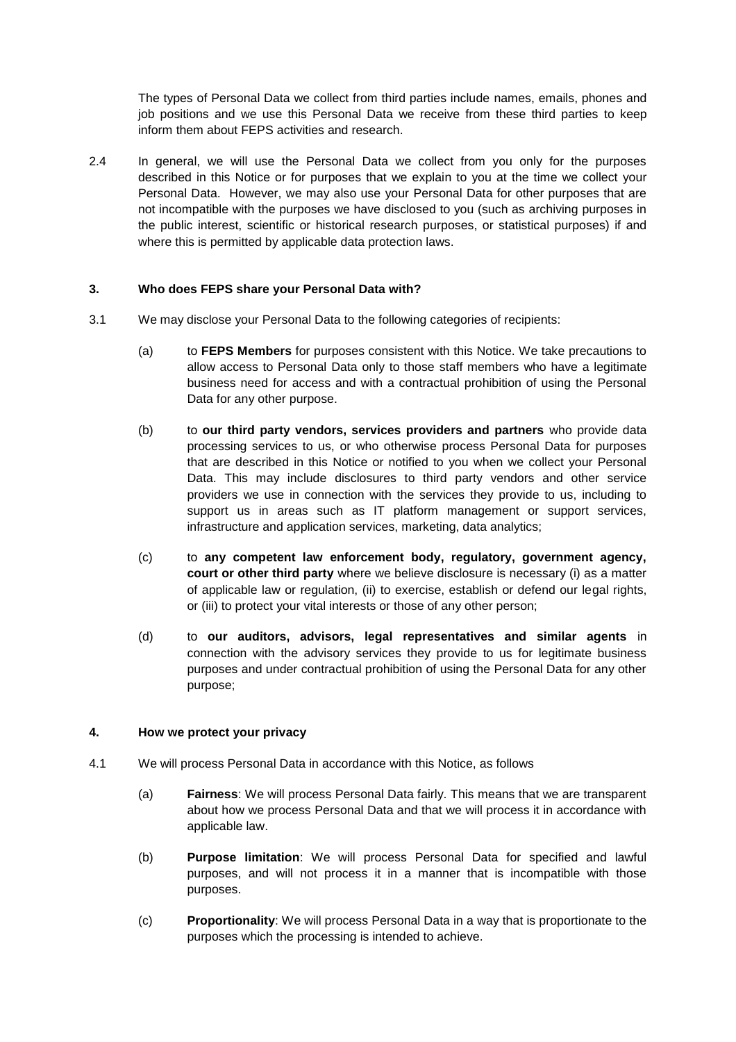The types of Personal Data we collect from third parties include names, emails, phones and job positions and we use this Personal Data we receive from these third parties to keep inform them about FEPS activities and research.

2.4 In general, we will use the Personal Data we collect from you only for the purposes described in this Notice or for purposes that we explain to you at the time we collect your Personal Data. However, we may also use your Personal Data for other purposes that are not incompatible with the purposes we have disclosed to you (such as archiving purposes in the public interest, scientific or historical research purposes, or statistical purposes) if and where this is permitted by applicable data protection laws.

## 3. Who does FEPS share your Personal Data with?

3.1 We may disclose your Personal Data to the following categories of recipients:

(a) to **FEPS Members** for purposes consistent with this Notice. We take precautions to allow access to Personal Data only to those staff members who have a legitimate business need for access and with a contractual prohibition of using the Personal Data for any other purpose.

(b) to **our third party vendors, services providers and partners** who provide data processing services to us, or who otherwise process Personal Data for purposes that are described in this Notice or notified to you when we collect your Personal Data. This may include disclosures to third party vendors and other service providers we use in connection with the services they provide to us, including to support us in areas such as IT platform management or support services, infrastructure and application services, marketing, data analytics;

(c) to **any competent law enforcement body, regulatory, government agency, court or other third party** where we believe disclosure is necessary (i) as a matter of applicable law or regulation, (ii) to exercise, establish or defend our legal rights, or (iii) to protect your vital interests or those of any other person;

(d) to **our auditors, advisors, legal representatives and similar agents** in connection with the advisory services they provide to us for legitimate business purposes and under contractual prohibition of using the Personal Data for any other purpose;

## 4. How we protect your privacy

4.1 We will process Personal Data in accordance with this Notice, as follows

(a) **Fairness**: We will process Personal Data fairly. This means that we are transparent about how we process Personal Data and that we will process it in accordance with applicable law.

(b) **Purpose limitation**: We will process Personal Data for specified and lawful purposes, and will not process it in a manner that is incompatible with those purposes.

(c) **Proportionality**: We will process Personal Data in a way that is proportionate to the purposes which the processing is intended to achieve.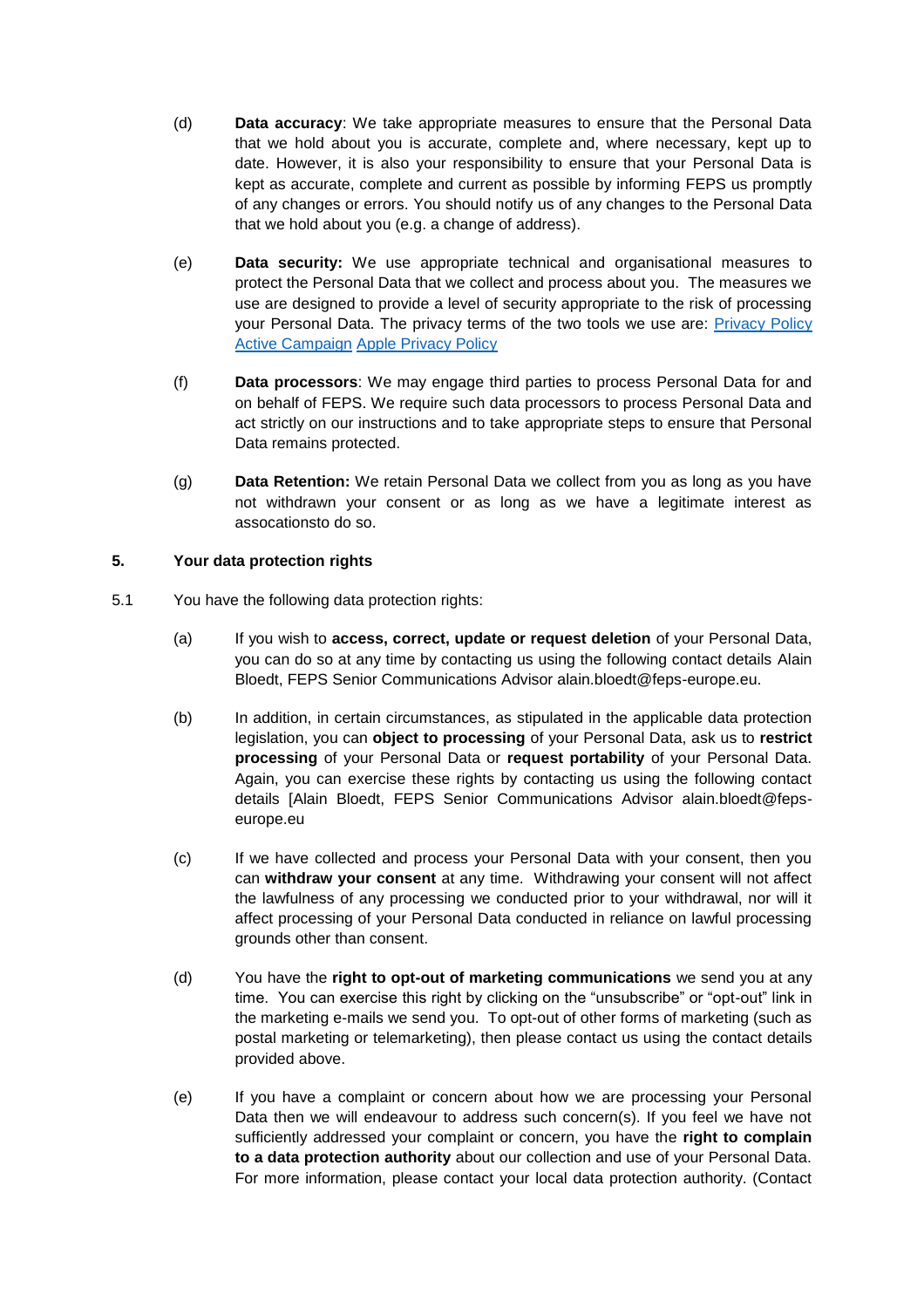(d) **Data accuracy**: We take appropriate measures to ensure that the Personal Data that we hold about you is accurate, complete and, where necessary, kept up to date. However, it is also your responsibility to ensure that your Personal Data is kept as accurate, complete and current as possible by informing FEPS us promptly of any changes or errors. You should notify us of any changes to the Personal Data that we hold about you (e.g. a change of address).

(e) **Data security:** We use appropriate technical and organisational measures to protect the Personal Data that we collect and process about you. The measures we use are designed to provide a level of security appropriate to the risk of processing your Personal Data. The privacy terms of the two tools we use are: Privacy Policy Active Campaign Apple Privacy Policy

(f) **Data processors**: We may engage third parties to process Personal Data for and on behalf of FEPS. We require such data processors to process Personal Data and act strictly on our instructions and to take appropriate steps to ensure that Personal Data remains protected.

(g) **Data Retention:** We retain Personal Data we collect from you as long as you have not withdrawn your consent or as long as we have a legitimate interest as assocationsto do so.

## 5. Your data protection rights

5.1 You have the following data protection rights:

(a) If you wish to **access, correct, update or request deletion** of your Personal Data, you can do so at any time by contacting us using the following contact details Alain Bloedt, FEPS Senior Communications Advisor alain.bloedt@feps-europe.eu.

(b) In addition, in certain circumstances, as stipulated in the applicable data protection legislation, you can **object to processing** of your Personal Data, ask us to **restrict processing** of your Personal Data or **request portability** of your Personal Data. Again, you can exercise these rights by contacting us using the following contact details [Alain Bloedt, FEPS Senior Communications Advisor alain.bloedt@feps-europe.eu

(c) If we have collected and process your Personal Data with your consent, then you can **withdraw your consent** at any time. Withdrawing your consent will not affect the lawfulness of any processing we conducted prior to your withdrawal, nor will it affect processing of your Personal Data conducted in reliance on lawful processing grounds other than consent.

(d) You have the **right to opt-out of marketing communications** we send you at any time. You can exercise this right by clicking on the "unsubscribe" or "opt-out" link in the marketing e-mails we send you. To opt-out of other forms of marketing (such as postal marketing or telemarketing), then please contact us using the contact details provided above.

(e) If you have a complaint or concern about how we are processing your Personal Data then we will endeavour to address such concern(s). If you feel we have not sufficiently addressed your complaint or concern, you have the **right to complain to a data protection authority** about our collection and use of your Personal Data. For more information, please contact your local data protection authority. (Contact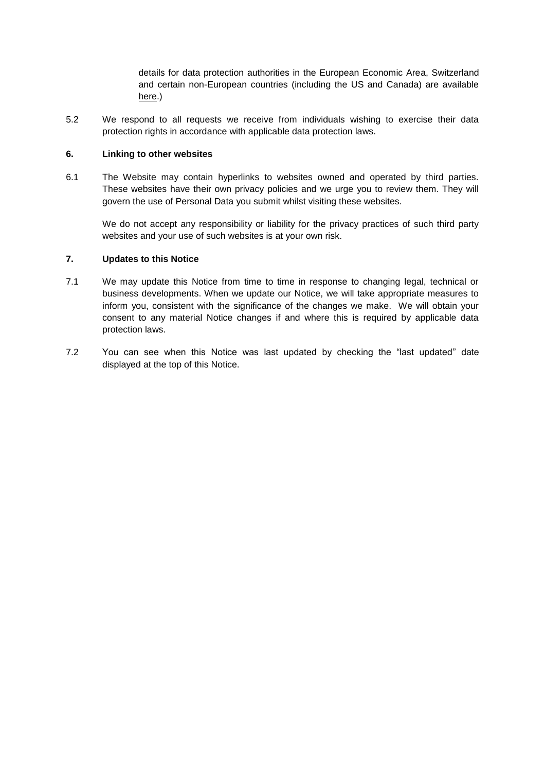details for data protection authorities in the European Economic Area, Switzerland and certain non-European countries (including the US and Canada) are available here.)

5.2 We respond to all requests we receive from individuals wishing to exercise their data protection rights in accordance with applicable data protection laws.

## 6. Linking to other websites

6.1 The Website may contain hyperlinks to websites owned and operated by third parties. These websites have their own privacy policies and we urge you to review them. They will govern the use of Personal Data you submit whilst visiting these websites.

We do not accept any responsibility or liability for the privacy practices of such third party websites and your use of such websites is at your own risk.

## 7. Updates to this Notice

7.1 We may update this Notice from time to time in response to changing legal, technical or business developments. When we update our Notice, we will take appropriate measures to inform you, consistent with the significance of the changes we make. We will obtain your consent to any material Notice changes if and where this is required by applicable data protection laws.

7.2 You can see when this Notice was last updated by checking the "last updated" date displayed at the top of this Notice.